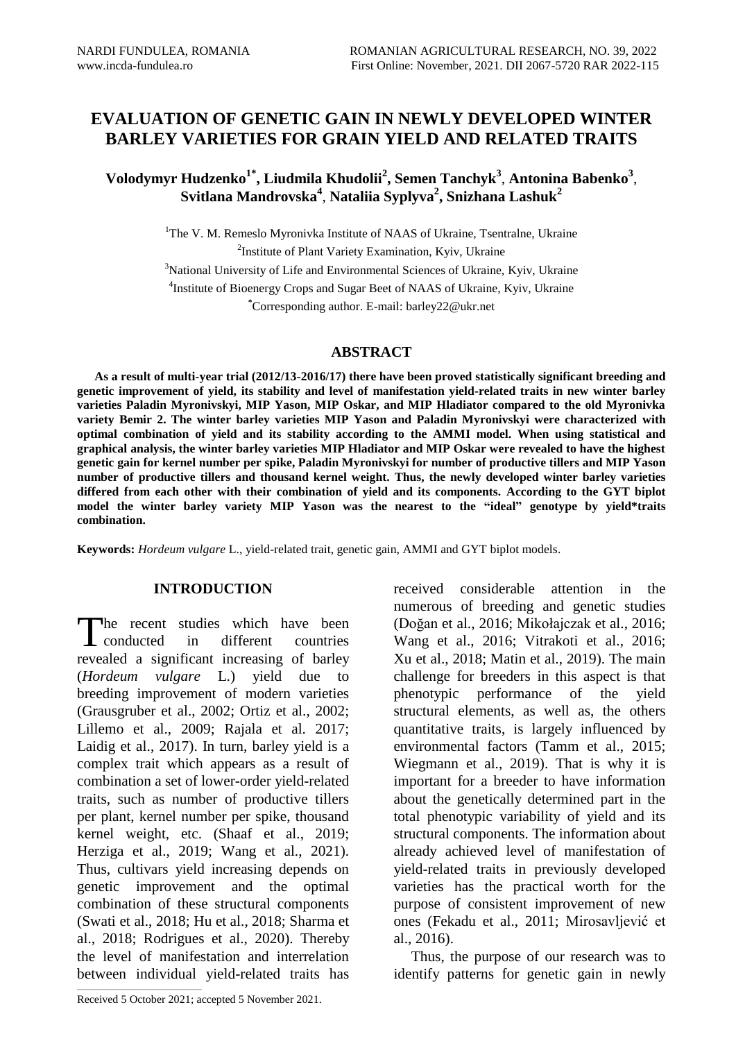# EVALUATION OF GENETIC GAIN IN NEWLY DEVELOPED WINTER BARLEY VARIETIES FOR GRAIN YIELD AND RELATED TRAITS

**Volodymyr Hudzenko[1*], Liudmila Khudolii[2], Semen Tanchyk[3], Antonina Babenko[3], Svitlana Mandrovska[4], Nataliia Syplyva[2], Snizhana Lashuk[2]**

[1]The V. M. Remeslo Myronivka Institute of NAAS of Ukraine, Tsentralne, Ukraine

[2]Institute of Plant Variety Examination, Kyiv, Ukraine

[3]National University of Life and Environmental Sciences of Ukraine, Kyiv, Ukraine

[4]Institute of Bioenergy Crops and Sugar Beet of NAAS of Ukraine, Kyiv, Ukraine

[*]Corresponding author. E-mail: barley22@ukr.net

## ABSTRACT

**As a result of multi-year trial (2012/13-2016/17) there have been proved statistically significant breeding and genetic improvement of yield, its stability and level of manifestation yield-related traits in new winter barley varieties Paladin Myronivskyi, MIP Yason, MIP Oskar, and MIP Hladiator compared to the old Myronivka variety Bemir 2. The winter barley varieties MIP Yason and Paladin Myronivskyi were characterized with optimal combination of yield and its stability according to the AMMI model. When using statistical and graphical analysis, the winter barley varieties MIP Hladiator and MIP Oskar were revealed to have the highest genetic gain for kernel number per spike, Paladin Myronivskyi for number of productive tillers and MIP Yason number of productive tillers and thousand kernel weight. Thus, the newly developed winter barley varieties differed from each other with their combination of yield and its components. According to the GYT biplot model the winter barley variety MIP Yason was the nearest to the "ideal" genotype by yield\*traits combination.**

**Keywords:** *Hordeum vulgare* L., yield-related trait, genetic gain, AMMI and GYT biplot models.

## INTRODUCTION

The recent studies which have been conducted in different countries revealed a significant increasing of barley (*Hordeum vulgare* L.) yield due to breeding improvement of modern varieties (Grausgruber et al., 2002; Ortiz et al., 2002; Lillemo et al., 2009; Rajala et al. 2017; Laidig et al., 2017). In turn, barley yield is a complex trait which appears as a result of combination a set of lower-order yield-related traits, such as number of productive tillers per plant, kernel number per spike, thousand kernel weight, etc. (Shaaf et al., 2019; Herziga et al., 2019; Wang et al., 2021). Thus, cultivars yield increasing depends on genetic improvement and the optimal combination of these structural components (Swati et al., 2018; Hu et al., 2018; Sharma et al., 2018; Rodrigues et al., 2020). Thereby the level of manifestation and interrelation between individual yield-related traits has received considerable attention in the numerous of breeding and genetic studies (Doğan et al., 2016; Mikołajczak et al., 2016; Wang et al., 2016; Vitrakoti et al., 2016; Xu et al., 2018; Matin et al., 2019). The main challenge for breeders in this aspect is that phenotypic performance of the yield structural elements, as well as, the others quantitative traits, is largely influenced by environmental factors (Tamm et al., 2015; Wiegmann et al., 2019). That is why it is important for a breeder to have information about the genetically determined part in the total phenotypic variability of yield and its structural components. The information about already achieved level of manifestation of yield-related traits in previously developed varieties has the practical worth for the purpose of consistent improvement of new ones (Fekadu et al., 2011; Mirosavljević et al., 2016).

Thus, the purpose of our research was to identify patterns for genetic gain in newly

Received 5 October 2021; accepted 5 November 2021.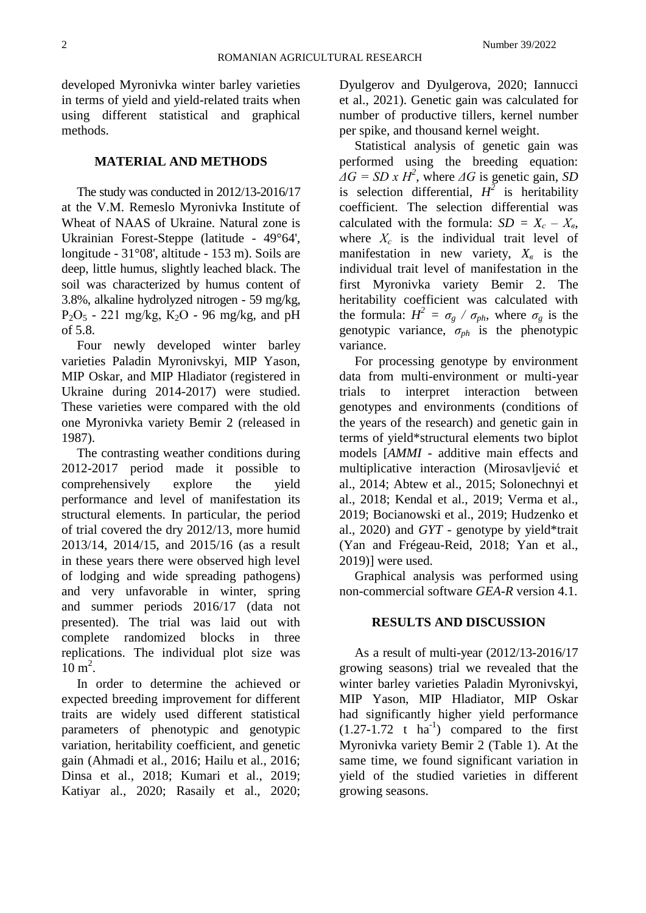developed Myronivka winter barley varieties in terms of yield and yield-related traits when using different statistical and graphical methods.

## MATERIAL AND METHODS

The study was conducted in 2012/13-2016/17 at the V.M. Remeslo Myronivka Institute of Wheat of NAAS of Ukraine. Natural zone is Ukrainian Forest-Steppe (latitude - 49°64', longitude - 31°08', altitude - 153 m). Soils are deep, little humus, slightly leached black. The soil was characterized by humus content of 3.8%, alkaline hydrolyzed nitrogen - 59 mg/kg, $P_2O_5$ - 221 mg/kg, $K_2O$ - 96 mg/kg, and pH of 5.8.

Four newly developed winter barley varieties Paladin Myronivskyi, MIP Yason, MIP Oskar, and MIP Hladiator (registered in Ukraine during 2014-2017) were studied. These varieties were compared with the old one Myronivka variety Bemir 2 (released in 1987).

The contrasting weather conditions during 2012-2017 period made it possible to comprehensively explore the yield performance and level of manifestation its structural elements. In particular, the period of trial covered the dry 2012/13, more humid 2013/14, 2014/15, and 2015/16 (as a result in these years there were observed high level of lodging and wide spreading pathogens) and very unfavorable in winter, spring and summer periods 2016/17 (data not presented). The trial was laid out with complete randomized blocks in three replications. The individual plot size was $10\ m^2$.

In order to determine the achieved or expected breeding improvement for different traits are widely used different statistical parameters of phenotypic and genotypic variation, heritability coefficient, and genetic gain (Ahmadi et al., 2016; Hailu et al., 2016; Dinsa et al., 2018; Kumari et al., 2019; Katiyar al., 2020; Rasaily et al., 2020; Dyulgerov and Dyulgerova, 2020; Iannucci et al., 2021). Genetic gain was calculated for number of productive tillers, kernel number per spike, and thousand kernel weight.

Statistical analysis of genetic gain was performed using the breeding equation: $\Delta G = SD \times H^2$, where $\Delta G$ is genetic gain, $SD$ is selection differential, $H^2$ is heritability coefficient. The selection differential was calculated with the formula: $SD = X_c - X_в$, where $X_c$ is the individual trait level of manifestation in new variety, $X_в$ is the individual trait level of manifestation in the first Myronivka variety Bemir 2. The heritability coefficient was calculated with the formula: $H^2 = \sigma_g / \sigma_{ph}$, where $\sigma_g$ is the genotypic variance, $\sigma_{ph}$ is the phenotypic variance.

For processing genotype by environment data from multi-environment or multi-year trials to interpret interaction between genotypes and environments (conditions of the years of the research) and genetic gain in terms of yield*structural elements two biplot models [*AMMI* - additive main effects and multiplicative interaction (Mirosavljević et al., 2014; Abtew et al., 2015; Solonechnyi et al., 2018; Kendal et al., 2019; Verma et al., 2019; Bocianowski et al., 2019; Hudzenko et al., 2020) and *GYT* - genotype by yield*trait (Yan and Frégeau-Reid, 2018; Yan et al., 2019)] were used.

Graphical analysis was performed using non-commercial software *GEA-R* version 4.1.

## RESULTS AND DISCUSSION

As a result of multi-year (2012/13-2016/17 growing seasons) trial we revealed that the winter barley varieties Paladin Myronivskyi, MIP Yason, MIP Hladiator, MIP Oskar had significantly higher yield performance (1.27-1.72 t $ha^{-1}$) compared to the first Myronivka variety Bemir 2 (Table 1). At the same time, we found significant variation in yield of the studied varieties in different growing seasons.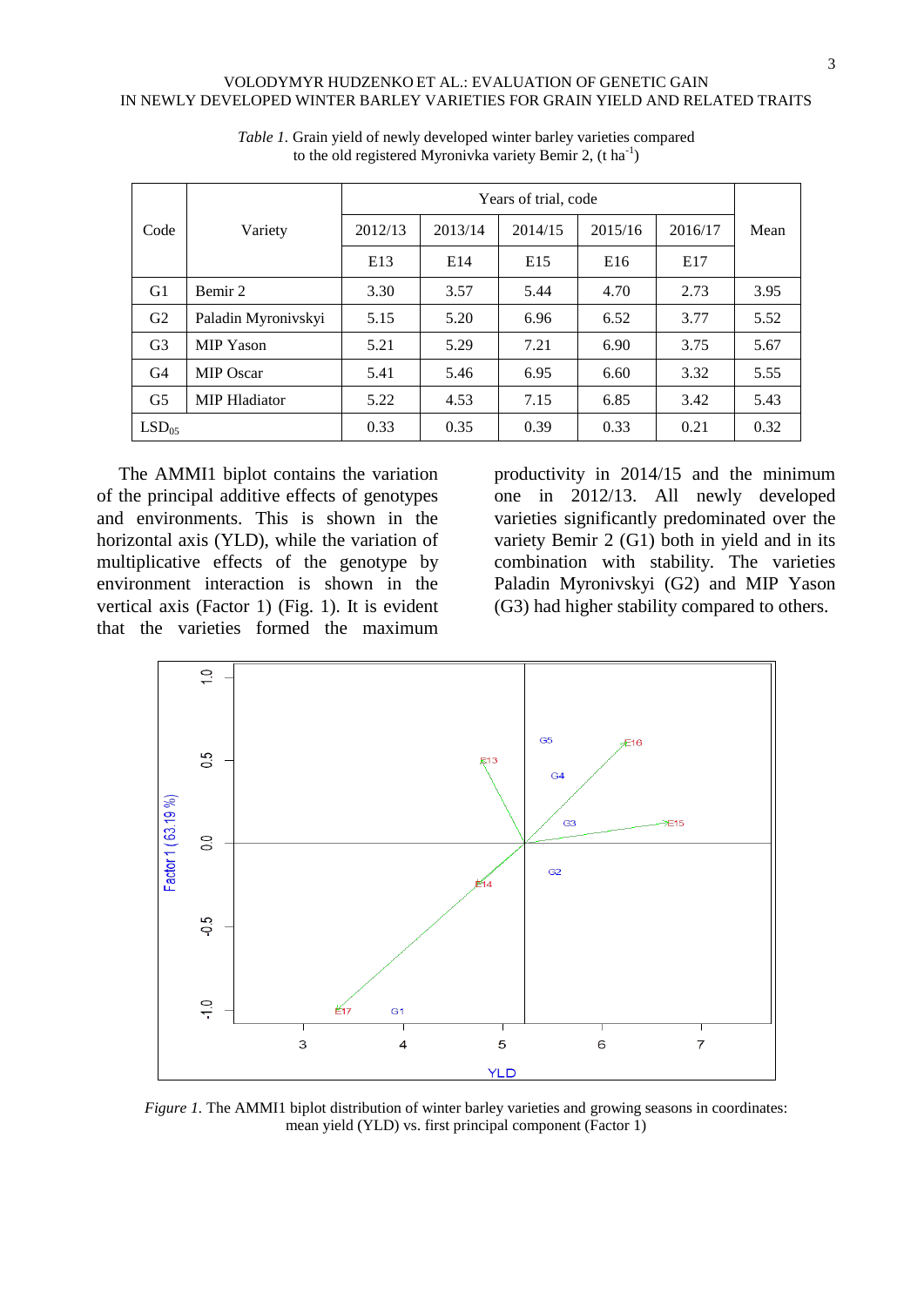*Table 1.* Grain yield of newly developed winter barley varieties compared to the old registered Myronivka variety Bemir 2, (t ha$^{-1}$)

| Code | Variety | Years of trial, code | | | | | Mean |
|---|---|---|---|---|---|---|---|
| | | 2012/13 | 2013/14 | 2014/15 | 2015/16 | 2016/17 | |
| | | E13 | E14 | E15 | E16 | E17 | |
| G1 | Bemir 2 | 3.30 | 3.57 | 5.44 | 4.70 | 2.73 | 3.95 |
| G2 | Paladin Myronivskyi | 5.15 | 5.20 | 6.96 | 6.52 | 3.77 | 5.52 |
| G3 | MIP Yason | 5.21 | 5.29 | 7.21 | 6.90 | 3.75 | 5.67 |
| G4 | MIP Oscar | 5.41 | 5.46 | 6.95 | 6.60 | 3.32 | 5.55 |
| G5 | MIP Hladiator | 5.22 | 4.53 | 7.15 | 6.85 | 3.42 | 5.43 |
| $LSD_{05}$ | | 0.33 | 0.35 | 0.39 | 0.33 | 0.21 | 0.32 |

The AMMI1 biplot contains the variation of the principal additive effects of genotypes and environments. This is shown in the horizontal axis (YLD), while the variation of multiplicative effects of the genotype by environment interaction is shown in the vertical axis (Factor 1) (Fig. 1). It is evident that the varieties formed the maximum productivity in 2014/15 and the minimum one in 2012/13. All newly developed varieties significantly predominated over the variety Bemir 2 (G1) both in yield and in its combination with stability. The varieties Paladin Myronivskyi (G2) and MIP Yason (G3) had higher stability compared to others.

*Figure 1.* The AMMI1 biplot distribution of winter barley varieties and growing seasons in coordinates: mean yield (YLD) vs. first principal component (Factor 1)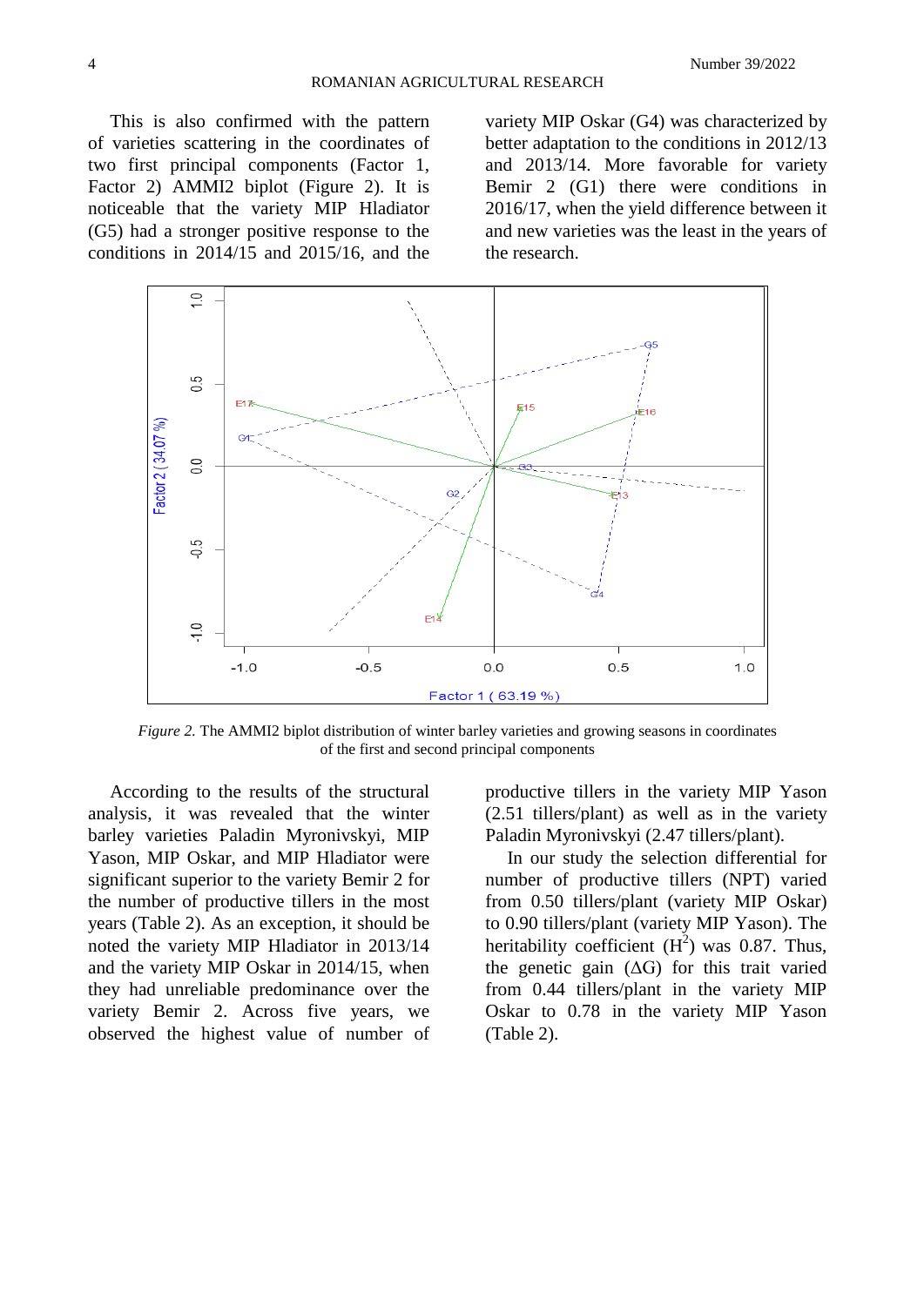This is also confirmed with the pattern of varieties scattering in the coordinates of two first principal components (Factor 1, Factor 2) AMMI2 biplot (Figure 2). It is noticeable that the variety MIP Hladiator (G5) had a stronger positive response to the conditions in 2014/15 and 2015/16, and the variety MIP Oskar (G4) was characterized by better adaptation to the conditions in 2012/13 and 2013/14. More favorable for variety Bemir 2 (G1) there were conditions in 2016/17, when the yield difference between it and new varieties was the least in the years of the research.

*Figure 2.* The AMMI2 biplot distribution of winter barley varieties and growing seasons in coordinates of the first and second principal components

According to the results of the structural analysis, it was revealed that the winter barley varieties Paladin Myronivskyi, MIP Yason, MIP Oskar, and MIP Hladiator were significant superior to the variety Bemir 2 for the number of productive tillers in the most years (Table 2). As an exception, it should be noted the variety MIP Hladiator in 2013/14 and the variety MIP Oskar in 2014/15, when they had unreliable predominance over the variety Bemir 2. Across five years, we observed the highest value of number of productive tillers in the variety MIP Yason (2.51 tillers/plant) as well as in the variety Paladin Myronivskyi (2.47 tillers/plant).

In our study the selection differential for number of productive tillers (NPT) varied from 0.50 tillers/plant (variety MIP Oskar) to 0.90 tillers/plant (variety MIP Yason). The heritability coefficient ($H^2$) was 0.87. Thus, the genetic gain ($\Delta G$) for this trait varied from 0.44 tillers/plant in the variety MIP Oskar to 0.78 in the variety MIP Yason (Table 2).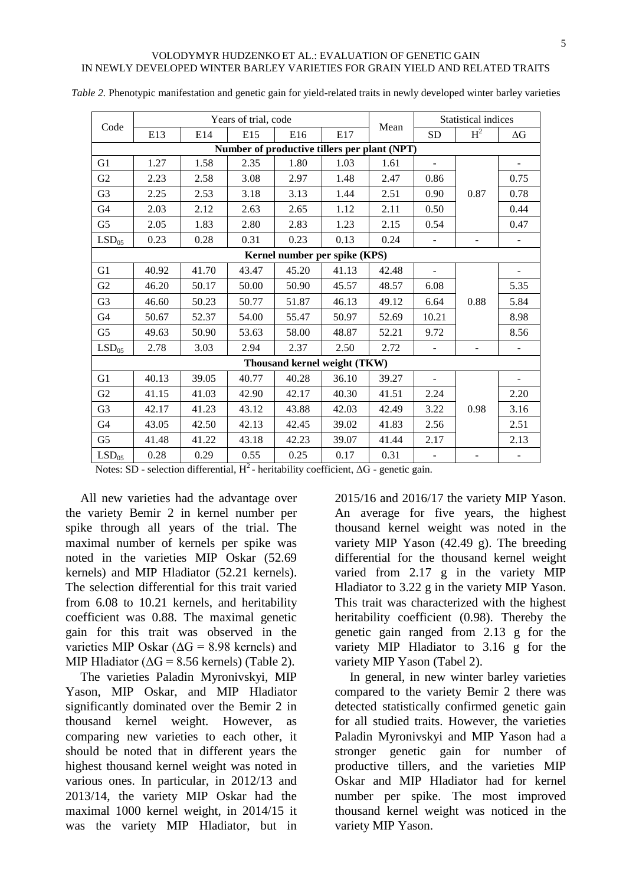*Table 2.* Phenotypic manifestation and genetic gain for yield-related traits in newly developed winter barley varieties

| Code | Years of trial, code | | | | | Mean | Statistical indices | | |
|---|---|---|---|---|---|---|---|---|---|
| | E13 | E14 | E15 | E16 | E17 | | SD | $H^2$ | ΔG |
| **Number of productive tillers per plant (NPT)** | | | | | | | | | |
| G1 | 1.27 | 1.58 | 2.35 | 1.80 | 1.03 | 1.61 | - | 0.87 | - |
| G2 | 2.23 | 2.58 | 3.08 | 2.97 | 1.48 | 2.47 | 0.86 | | 0.75 |
| G3 | 2.25 | 2.53 | 3.18 | 3.13 | 1.44 | 2.51 | 0.90 | | 0.78 |
| G4 | 2.03 | 2.12 | 2.63 | 2.65 | 1.12 | 2.11 | 0.50 | | 0.44 |
| G5 | 2.05 | 1.83 | 2.80 | 2.83 | 1.23 | 2.15 | 0.54 | | 0.47 |
| $LSD_{05}$ | 0.23 | 0.28 | 0.31 | 0.23 | 0.13 | 0.24 | - | - | - |
| **Kernel number per spike (KPS)** | | | | | | | | | |
| G1 | 40.92 | 41.70 | 43.47 | 45.20 | 41.13 | 42.48 | - | 0.88 | - |
| G2 | 46.20 | 50.17 | 50.00 | 50.90 | 45.57 | 48.57 | 6.08 | | 5.35 |
| G3 | 46.60 | 50.23 | 50.77 | 51.87 | 46.13 | 49.12 | 6.64 | | 5.84 |
| G4 | 50.67 | 52.37 | 54.00 | 55.47 | 50.97 | 52.69 | 10.21 | | 8.98 |
| G5 | 49.63 | 50.90 | 53.63 | 58.00 | 48.87 | 52.21 | 9.72 | | 8.56 |
| $LSD_{05}$ | 2.78 | 3.03 | 2.94 | 2.37 | 2.50 | 2.72 | - | - | - |
| **Thousand kernel weight (TKW)** | | | | | | | | | |
| G1 | 40.13 | 39.05 | 40.77 | 40.28 | 36.10 | 39.27 | - | 0.98 | - |
| G2 | 41.15 | 41.03 | 42.90 | 42.17 | 40.30 | 41.51 | 2.24 | | 2.20 |
| G3 | 42.17 | 41.23 | 43.12 | 43.88 | 42.03 | 42.49 | 3.22 | | 3.16 |
| G4 | 43.05 | 42.50 | 42.13 | 42.45 | 39.02 | 41.83 | 2.56 | | 2.51 |
| G5 | 41.48 | 41.22 | 43.18 | 42.23 | 39.07 | 41.44 | 2.17 | | 2.13 |
| $LSD_{05}$ | 0.28 | 0.29 | 0.55 | 0.25 | 0.17 | 0.31 | - | - | - |

Notes: SD - selection differential, $H^2$ - heritability coefficient, ΔG - genetic gain.

All new varieties had the advantage over the variety Bemir 2 in kernel number per spike through all years of the trial. The maximal number of kernels per spike was noted in the varieties MIP Oskar (52.69 kernels) and MIP Hladiator (52.21 kernels). The selection differential for this trait varied from 6.08 to 10.21 kernels, and heritability coefficient was 0.88. The maximal genetic gain for this trait was observed in the varieties MIP Oskar (ΔG = 8.98 kernels) and MIP Hladiator (ΔG = 8.56 kernels) (Table 2).

The varieties Paladin Myronivskyi, MIP Yason, MIP Oskar, and MIP Hladiator significantly dominated over the Bemir 2 in thousand kernel weight. However, as comparing new varieties to each other, it should be noted that in different years the highest thousand kernel weight was noted in various ones. In particular, in 2012/13 and 2013/14, the variety MIP Oskar had the maximal 1000 kernel weight, in 2014/15 it was the variety MIP Hladiator, but in 2015/16 and 2016/17 the variety MIP Yason. An average for five years, the highest thousand kernel weight was noted in the variety MIP Yason (42.49 g). The breeding differential for the thousand kernel weight varied from 2.17 g in the variety MIP Hladiator to 3.22 g in the variety MIP Yason. This trait was characterized with the highest heritability coefficient (0.98). Thereby the genetic gain ranged from 2.13 g for the variety MIP Hladiator to 3.16 g for the variety MIP Yason (Tabel 2).

In general, in new winter barley varieties compared to the variety Bemir 2 there was detected statistically confirmed genetic gain for all studied traits. However, the varieties Paladin Myronivskyi and MIP Yason had a stronger genetic gain for number of productive tillers, and the varieties MIP Oskar and MIP Hladiator had for kernel number per spike. The most improved thousand kernel weight was noticed in the variety MIP Yason.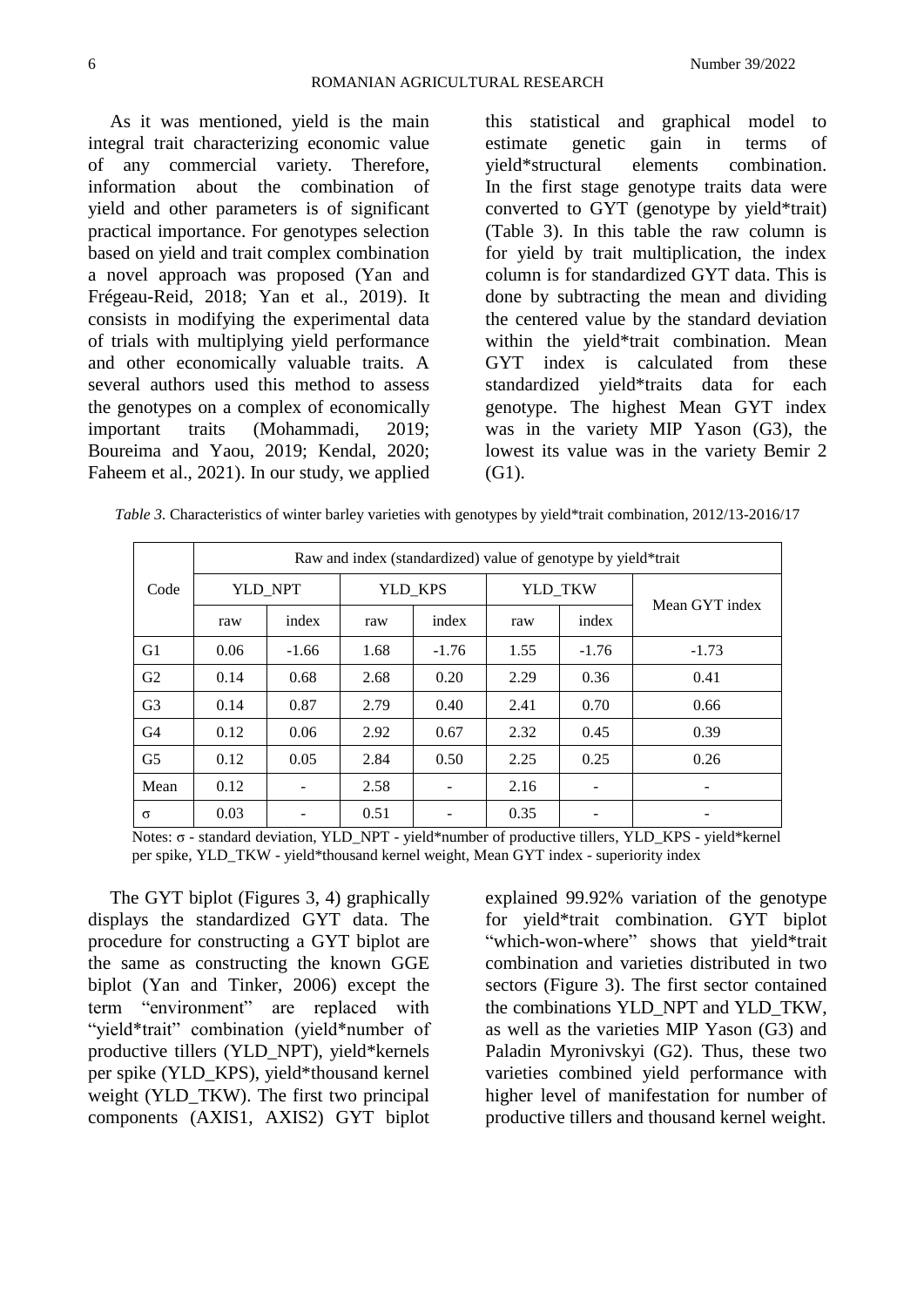As it was mentioned, yield is the main integral trait characterizing economic value of any commercial variety. Therefore, information about the combination of yield and other parameters is of significant practical importance. For genotypes selection based on yield and trait complex combination a novel approach was proposed (Yan and Frégeau-Reid, 2018; Yan et al., 2019). It consists in modifying the experimental data of trials with multiplying yield performance and other economically valuable traits. A several authors used this method to assess the genotypes on a complex of economically important traits (Mohammadi, 2019; Boureima and Yaou, 2019; Kendal, 2020; Faheem et al., 2021). In our study, we applied this statistical and graphical model to estimate genetic gain in terms of yield*structural elements combination. In the first stage genotype traits data were converted to GYT (genotype by yield*trait) (Table 3). In this table the raw column is for yield by trait multiplication, the index column is for standardized GYT data. This is done by subtracting the mean and dividing the centered value by the standard deviation within the yield*trait combination. Mean GYT index is calculated from these standardized yield*traits data for each genotype. The highest Mean GYT index was in the variety MIP Yason (G3), the lowest its value was in the variety Bemir 2 (G1).

*Table 3.* Characteristics of winter barley varieties with genotypes by yield*trait combination, 2012/13-2016/17

| Code | Raw and index (standardized) value of genotype by yield*trait | | | | | | |
|---|---|---|---|---|---|---|---|
| | YLD_NPT | | YLD_KPS | | YLD_TKW | | Mean GYT index |
| | raw | index | raw | index | raw | index | |
| G1 | 0.06 | -1.66 | 1.68 | -1.76 | 1.55 | -1.76 | -1.73 |
| G2 | 0.14 | 0.68 | 2.68 | 0.20 | 2.29 | 0.36 | 0.41 |
| G3 | 0.14 | 0.87 | 2.79 | 0.40 | 2.41 | 0.70 | 0.66 |
| G4 | 0.12 | 0.06 | 2.92 | 0.67 | 2.32 | 0.45 | 0.39 |
| G5 | 0.12 | 0.05 | 2.84 | 0.50 | 2.25 | 0.25 | 0.26 |
| Mean | 0.12 | - | 2.58 | - | 2.16 | - | - |
| σ | 0.03 | - | 0.51 | - | 0.35 | - | - |

Notes: σ - standard deviation, YLD_NPT - yield*number of productive tillers, YLD_KPS - yield*kernel per spike, YLD_TKW - yield*thousand kernel weight, Mean GYT index - superiority index

The GYT biplot (Figures 3, 4) graphically displays the standardized GYT data. The procedure for constructing a GYT biplot are the same as constructing the known GGE biplot (Yan and Tinker, 2006) except the term "environment" are replaced with "yield*trait" combination (yield*number of productive tillers (YLD_NPT), yield*kernels per spike (YLD_KPS), yield*thousand kernel weight (YLD_TKW). The first two principal components (AXIS1, AXIS2) GYT biplot explained 99.92% variation of the genotype for yield*trait combination. GYT biplot "which-won-where" shows that yield*trait combination and varieties distributed in two sectors (Figure 3). The first sector contained the combinations YLD_NPT and YLD_TKW, as well as the varieties MIP Yason (G3) and Paladin Myronivskyi (G2). Thus, these two varieties combined yield performance with higher level of manifestation for number of productive tillers and thousand kernel weight.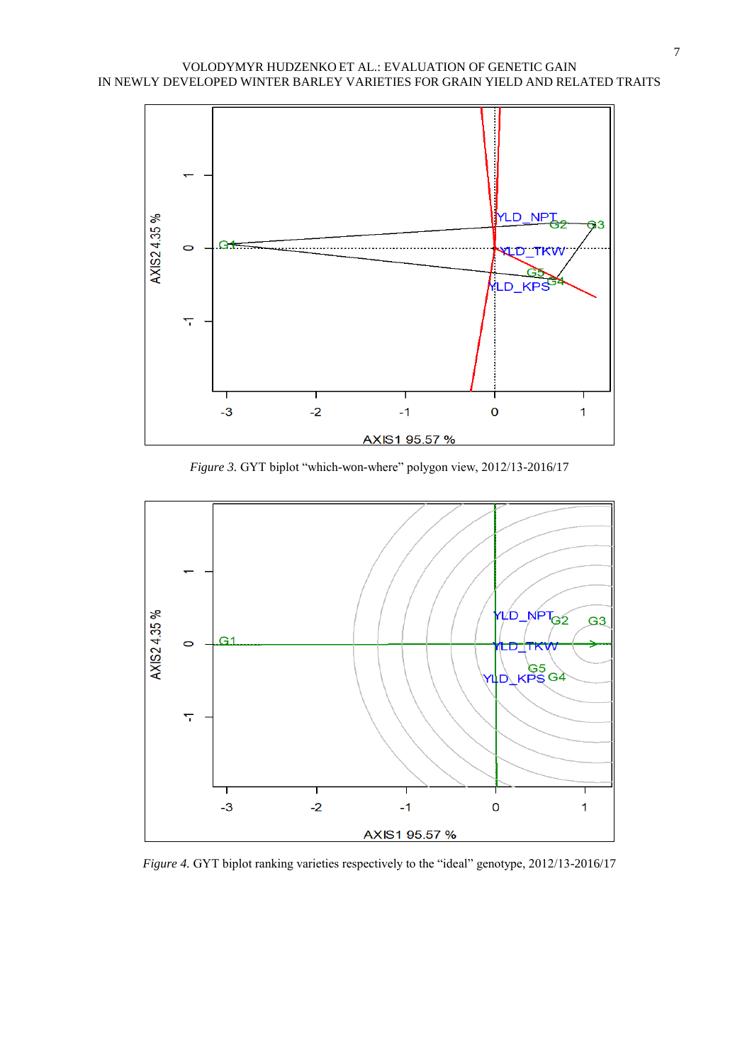*Figure 3.* GYT biplot “which-won-where” polygon view, 2012/13-2016/17

*Figure 4.* GYT biplot ranking varieties respectively to the “ideal” genotype, 2012/13-2016/17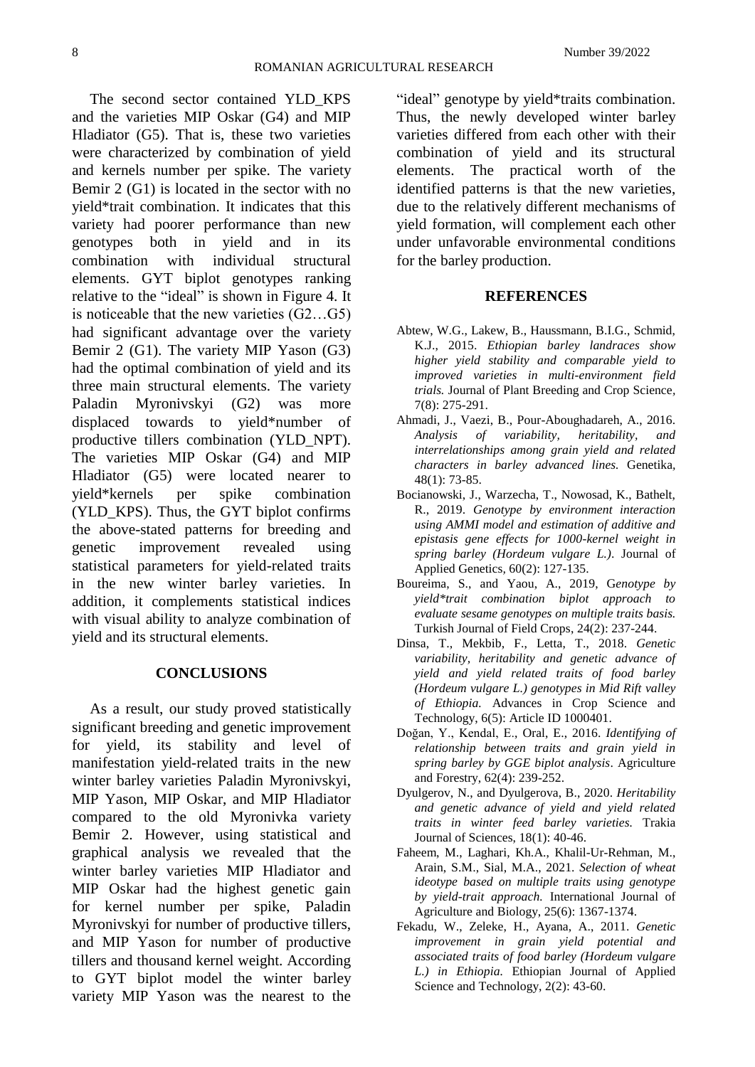The second sector contained YLD_KPS and the varieties MIP Oskar (G4) and MIP Hladiator (G5). That is, these two varieties were characterized by combination of yield and kernels number per spike. The variety Bemir 2 (G1) is located in the sector with no yield*trait combination. It indicates that this variety had poorer performance than new genotypes both in yield and in its combination with individual structural elements. GYT biplot genotypes ranking relative to the "ideal" is shown in Figure 4. It is noticeable that the new varieties (G2…G5) had significant advantage over the variety Bemir 2 (G1). The variety MIP Yason (G3) had the optimal combination of yield and its three main structural elements. The variety Paladin Myronivskyi (G2) was more displaced towards to yield*number of productive tillers combination (YLD_NPT). The varieties MIP Oskar (G4) and MIP Hladiator (G5) were located nearer to yield*kernels per spike combination (YLD_KPS). Thus, the GYT biplot confirms the above-stated patterns for breeding and genetic improvement revealed using statistical parameters for yield-related traits in the new winter barley varieties. In addition, it complements statistical indices with visual ability to analyze combination of yield and its structural elements.

## CONCLUSIONS

As a result, our study proved statistically significant breeding and genetic improvement for yield, its stability and level of manifestation yield-related traits in the new winter barley varieties Paladin Myronivskyi, MIP Yason, MIP Oskar, and MIP Hladiator compared to the old Myronivka variety Bemir 2. However, using statistical and graphical analysis we revealed that the winter barley varieties MIP Hladiator and MIP Oskar had the highest genetic gain for kernel number per spike, Paladin Myronivskyi for number of productive tillers, and MIP Yason for number of productive tillers and thousand kernel weight. According to GYT biplot model the winter barley variety MIP Yason was the nearest to the "ideal" genotype by yield*traits combination. Thus, the newly developed winter barley varieties differed from each other with their combination of yield and its structural elements. The practical worth of the identified patterns is that the new varieties, due to the relatively different mechanisms of yield formation, will complement each other under unfavorable environmental conditions for the barley production.

## REFERENCES

Abtew, W.G., Lakew, B., Haussmann, B.I.G., Schmid, K.J., 2015. *Ethiopian barley landraces show higher yield stability and comparable yield to improved varieties in multi-environment field trials.* Journal of Plant Breeding and Crop Science, 7(8): 275-291.

Ahmadi, J., Vaezi, B., Pour-Aboughadareh, A., 2016. *Analysis of variability, heritability, and interrelationships among grain yield and related characters in barley advanced lines.* Genetika, 48(1): 73-85.

Bocianowski, J., Warzecha, T., Nowosad, K., Bathelt, R., 2019. *Genotype by environment interaction using AMMI model and estimation of additive and epistasis gene effects for 1000-kernel weight in spring barley (Hordeum vulgare L.).* Journal of Applied Genetics, 60(2): 127-135.

Boureima, S., and Yaou, A., 2019, G*enotype by yield*trait combination biplot approach to evaluate sesame genotypes on multiple traits basis.* Turkish Journal of Field Crops, 24(2): 237-244.

Dinsa, T., Mekbib, F., Letta, T., 2018. *Genetic variability, heritability and genetic advance of yield and yield related traits of food barley (Hordeum vulgare L.) genotypes in Mid Rift valley of Ethiopia.* Advances in Crop Science and Technology, 6(5): Article ID 1000401.

Doğan, Y., Kendal, E., Oral, E., 2016. *Identifying of relationship between traits and grain yield in spring barley by GGE biplot analysis*. Agriculture and Forestry, 62(4): 239-252.

Dyulgerov, N., and Dyulgerova, B., 2020. *Heritability and genetic advance of yield and yield related traits in winter feed barley varieties.* Trakia Journal of Sciences, 18(1): 40-46.

Faheem, M., Laghari, Kh.A., Khalil-Ur-Rehman, M., Arain, S.M., Sial, M.A., 2021. *Selection of wheat ideotype based on multiple traits using genotype by yield-trait approach.* International Journal of Agriculture and Biology, 25(6): 1367-1374.

Fekadu, W., Zeleke, H., Ayana, A., 2011. *Genetic improvement in grain yield potential and associated traits of food barley (Hordeum vulgare L.) in Ethiopia.* Ethiopian Journal of Applied Science and Technology, 2(2): 43-60.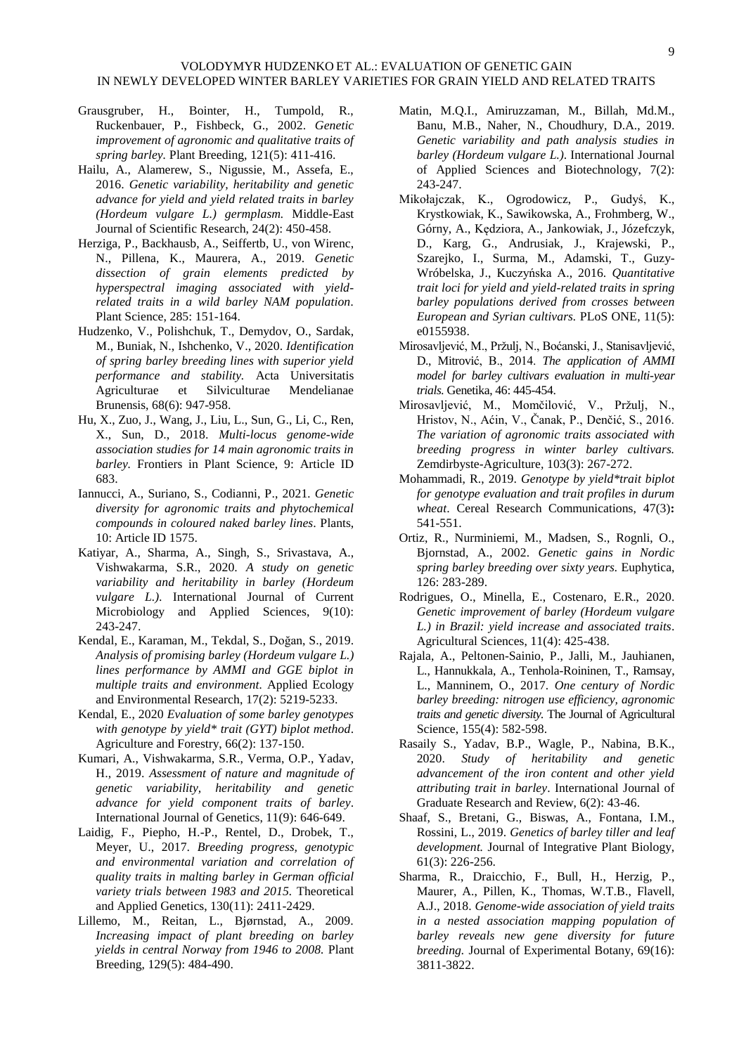Grausgruber, H., Bointer, H., Tumpold, R., Ruckenbauer, P., Fishbeck, G., 2002. *Genetic improvement of agronomic and qualitative traits of spring barley.* Plant Breeding, 121(5): 411-416.

Hailu, A., Alamerew, S., Nigussie, M., Assefa, E., 2016. *Genetic variability, heritability and genetic advance for yield and yield related traits in barley (Hordeum vulgare L.) germplasm.* Middle-East Journal of Scientific Research, 24(2): 450-458.

Herziga, P., Backhausb, A., Seiffertb, U., von Wirenc, N., Pillena, K., Maurera, A., 2019. *Genetic dissection of grain elements predicted by hyperspectral imaging associated with yield-related traits in a wild barley NAM population*. Plant Science, 285: 151-164.

Hudzenko, V., Polishchuk, T., Demydov, O., Sardak, M., Buniak, N., Ishchenko, V., 2020. *Identification of spring barley breeding lines with superior yield performance and stability.* Acta Universitatis Agriculturae et Silviculturae Mendelianae Brunensis, 68(6): 947-958.

Hu, X., Zuo, J., Wang, J., Liu, L., Sun, G., Li, C., Ren, X., Sun, D., 2018. *Multi-locus genome-wide association studies for 14 main agronomic traits in barley.* Frontiers in Plant Science, 9: Article ID 683.

Iannucci, A., Suriano, S., Codianni, P., 2021. *Genetic diversity for agronomic traits and phytochemical compounds in coloured naked barley lines*. Plants, 10: Article ID 1575.

Katiyar, A., Sharma, A., Singh, S., Srivastava, A., Vishwakarma, S.R., 2020. *A study on genetic variability and heritability in barley (Hordeum vulgare L.).* International Journal of Current Microbiology and Applied Sciences, 9(10): 243-247.

Kendal, E., Karaman, M., Tekdal, S., Doğan, S., 2019. *Analysis of promising barley (Hordeum vulgare L.) lines performance by AMMI and GGE biplot in multiple traits and environment.* Applied Ecology and Environmental Research, 17(2): 5219-5233.

Kendal, E., 2020 *Evaluation of some barley genotypes with genotype by yield* trait (GYT) biplot method*. Agriculture and Forestry, 66(2): 137-150.

Kumari, A., Vishwakarma, S.R., Verma, O.P., Yadav, H., 2019. *Assessment of nature and magnitude of genetic variability, heritability and genetic advance for yield component traits of barley*. International Journal of Genetics, 11(9): 646-649.

Laidig, F., Piepho, H.-P., Rentel, D., Drobek, T., Meyer, U., 2017. *Breeding progress, genotypic and environmental variation and correlation of quality traits in malting barley in German official variety trials between 1983 and 2015.* Theoretical and Applied Genetics, 130(11): 2411-2429.

Lillemo, M., Reitan, L., Bjørnstad, A., 2009. *Increasing impact of plant breeding on barley yields in central Norway from 1946 to 2008.* Plant Breeding, 129(5): 484-490.

Matin, M.Q.I., Amiruzzaman, M., Billah, Md.M., Banu, M.B., Naher, N., Choudhury, D.A., 2019. *Genetic variability and path analysis studies in barley (Hordeum vulgare L.).* International Journal of Applied Sciences and Biotechnology, 7(2): 243-247.

Mikołajczak, K., Ogrodowicz, P., Gudyś, K., Krystkowiak, K., Sawikowska, A., Frohmberg, W., Górny, A., Kędziora, A., Jankowiak, J., Józefczyk, D., Karg, G., Andrusiak, J., Krajewski, P., Szarejko, I., Surma, M., Adamski, T., Guzy-Wróbelska, J., Kuczyńska A., 2016. *Quantitative trait loci for yield and yield-related traits in spring barley populations derived from crosses between European and Syrian cultivars.* PLoS ONE, 11(5): e0155938.

Mirosavljević, M., Pržulj, N., Boćanski, J., Stanisavljević, D., Mitrović, B., 2014. *The application of AMMI model for barley cultivars evaluation in multi-year trials.* Genetika, 46: 445-454.

Mirosavljević, M., Momčilović, V., Pržulj, N., Hristov, N., Aćin, V., Čanak, P., Denčić, S., 2016. *The variation of agronomic traits associated with breeding progress in winter barley cultivars.* Zemdirbyste-Agriculture, 103(3): 267-272.

Mohammadi, R., 2019. *Genotype by yield*trait biplot for genotype evaluation and trait profiles in durum wheat*. Cereal Research Communications, 47(3)**:** 541-551.

Ortiz, R., Nurminiemi, M., Madsen, S., Rognli, O., Bjornstad, A., 2002. *Genetic gains in Nordic spring barley breeding over sixty years.* Euphytica, 126: 283-289.

Rodrigues, O., Minella, E., Costenaro, E.R., 2020. *Genetic improvement of barley (Hordeum vulgare L.) in Brazil: yield increase and associated traits*. Agricultural Sciences, 11(4): 425-438.

Rajala, A., Peltonen-Sainio, P., Jalli, M., Jauhianen, L., Hannukkala, A., Tenhola-Roininen, T., Ramsay, L., Manninem, O., 2017. *One century of Nordic barley breeding: nitrogen use efficiency, agronomic traits and genetic diversity.* The Journal of Agricultural Science, 155(4): 582-598.

Rasaily S., Yadav, B.P., Wagle, P., Nabina, B.K., 2020. *Study of heritability and genetic advancement of the iron content and other yield attributing trait in barley*. International Journal of Graduate Research and Review, 6(2): 43-46.

Shaaf, S., Bretani, G., Biswas, A., Fontana, I.M., Rossini, L., 2019. *Genetics of barley tiller and leaf development.* Journal of Integrative Plant Biology, 61(3): 226-256.

Sharma, R., Draicchio, F., Bull, H., Herzig, P., Maurer, A., Pillen, K., Thomas, W.T.B., Flavell, A.J., 2018. *Genome-wide association of yield traits in a nested association mapping population of barley reveals new gene diversity for future breeding.* Journal of Experimental Botany, 69(16): 3811-3822.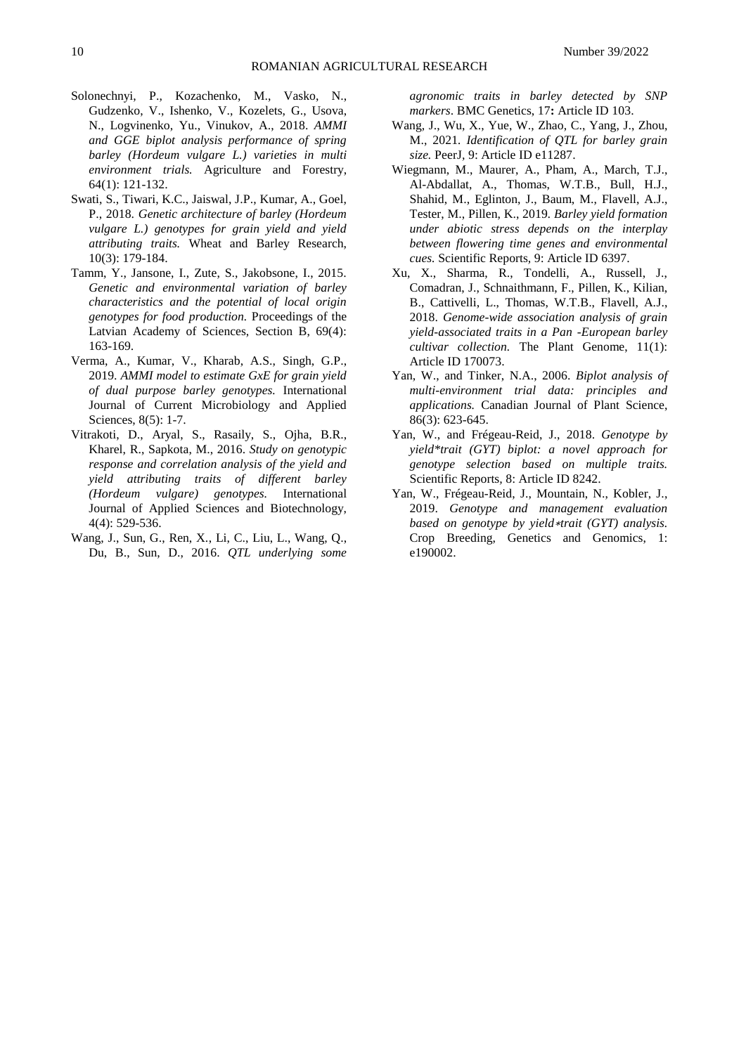Solonechnyi, P., Kozachenko, M., Vasko, N., Gudzenko, V., Ishenko, V., Kozelets, G., Usova, N., Logvinenko, Yu., Vinukov, A., 2018. *AMMI and GGE biplot analysis performance of spring barley (Hordeum vulgare L.) varieties in multi environment trials.* Agriculture and Forestry, 64(1): 121-132.

Swati, S., Tiwari, K.C., Jaiswal, J.P., Kumar, A., Goel, P., 2018. *Genetic architecture of barley (Hordeum vulgare L.) genotypes for grain yield and yield attributing traits.* Wheat and Barley Research, 10(3): 179-184.

Tamm, Y., Jansone, I., Zute, S., Jakobsone, I., 2015. *Genetic and environmental variation of barley characteristics and the potential of local origin genotypes for food production.* Proceedings of the Latvian Academy of Sciences, Section B, 69(4): 163-169.

Verma, A., Kumar, V., Kharab, A.S., Singh, G.P., 2019. *AMMI model to estimate GxE for grain yield of dual purpose barley genotypes.* International Journal of Current Microbiology and Applied Sciences, 8(5): 1-7.

Vitrakoti, D., Aryal, S., Rasaily, S., Ojha, B.R., Kharel, R., Sapkota, M., 2016. *Study on genotypic response and correlation analysis of the yield and yield attributing traits of different barley (Hordeum vulgare) genotypes.* International Journal of Applied Sciences and Biotechnology, 4(4): 529-536.

Wang, J., Sun, G., Ren, X., Li, C., Liu, L., Wang, Q., Du, B., Sun, D., 2016. *QTL underlying some agronomic traits in barley detected by SNP markers*. BMC Genetics, 17**:** Article ID 103.

Wang, J., Wu, X., Yue, W., Zhao, C., Yang, J., Zhou, M., 2021. *Identification of QTL for barley grain size.* PeerJ, 9: Article ID e11287.

Wiegmann, M., Maurer, A., Pham, A., March, T.J., Al-Abdallat, A., Thomas, W.T.B., Bull, H.J., Shahid, M., Eglinton, J., Baum, M., Flavell, A.J., Tester, M., Pillen, K., 2019. *Barley yield formation under abiotic stress depends on the interplay between flowering time genes and environmental cues.* Scientific Reports, 9: Article ID 6397.

Xu, X., Sharma, R., Tondelli, A., Russell, J., Comadran, J., Schnaithmann, F., Pillen, K., Kilian, B., Cattivelli, L., Thomas, W.T.B., Flavell, A.J., 2018. *Genome-wide association analysis of grain yield-associated traits in a Pan -European barley cultivar collection.* The Plant Genome, 11(1): Article ID 170073.

Yan, W., and Tinker, N.A., 2006. *Biplot analysis of multi-environment trial data: principles and applications.* Canadian Journal of Plant Science, 86(3): 623-645.

Yan, W., and Frégeau-Reid, J., 2018. *Genotype by yield*trait (GYT) biplot: a novel approach for genotype selection based on multiple traits.* Scientific Reports, 8: Article ID 8242.

Yan, W., Frégeau-Reid, J., Mountain, N., Kobler, J., 2019. *Genotype and management evaluation based on genotype by yield∗trait (GYT) analysis.* Crop Breeding, Genetics and Genomics, 1: e190002.